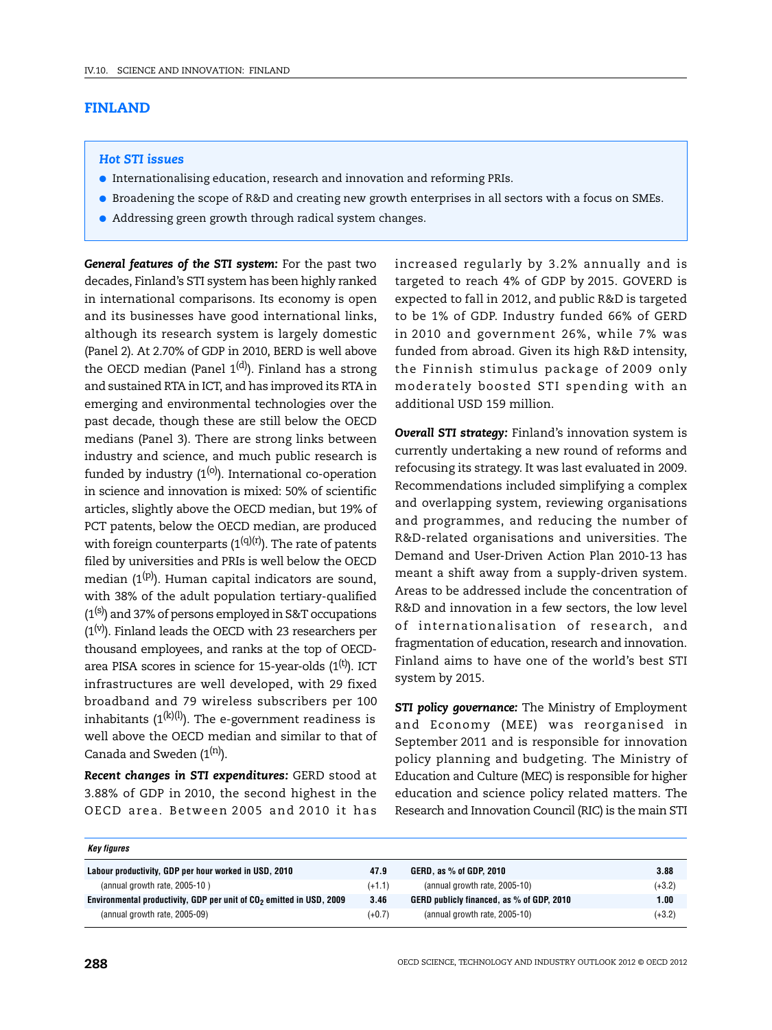# FINLAND

### *Hot STI issues*

- Internationalising education, research and innovation and reforming PRIs.
- Broadening the scope of R&D and creating new growth enterprises in all sectors with a focus on SMEs.
- Addressing green growth through radical system changes.

***General features of the STI system:*** For the past two decades, Finland's STI system has been highly ranked in international comparisons. Its economy is open and its businesses have good international links, although its research system is largely domestic (Panel 2). At 2.70% of GDP in 2010, BERD is well above the OECD median (Panel 1[d]). Finland has a strong and sustained RTA in ICT, and has improved its RTA in emerging and environmental technologies over the past decade, though these are still below the OECD medians (Panel 3). There are strong links between industry and science, and much public research is funded by industry (1[o]). International co-operation in science and innovation is mixed: 50% of scientific articles, slightly above the OECD median, but 19% of PCT patents, below the OECD median, are produced with foreign counterparts (1[q][r]). The rate of patents filed by universities and PRIs is well below the OECD median (1[p]). Human capital indicators are sound, with 38% of the adult population tertiary-qualified (1[s]) and 37% of persons employed in S&T occupations (1[v]). Finland leads the OECD with 23 researchers per thousand employees, and ranks at the top of OECD-area PISA scores in science for 15-year-olds (1[t]). ICT infrastructures are well developed, with 29 fixed broadband and 79 wireless subscribers per 100 inhabitants (1[k][l]). The e-government readiness is well above the OECD median and similar to that of Canada and Sweden (1[n]).

***Recent changes in STI expenditures:*** GERD stood at 3.88% of GDP in 2010, the second highest in the OECD area. Between 2005 and 2010 it has increased regularly by 3.2% annually and is targeted to reach 4% of GDP by 2015. GOVERD is expected to fall in 2012, and public R&D is targeted to be 1% of GDP. Industry funded 66% of GERD in 2010 and government 26%, while 7% was funded from abroad. Given its high R&D intensity, the Finnish stimulus package of 2009 only moderately boosted STI spending with an additional USD 159 million.

***Overall STI strategy:*** Finland's innovation system is currently undertaking a new round of reforms and refocusing its strategy. It was last evaluated in 2009. Recommendations included simplifying a complex and overlapping system, reviewing organisations and programmes, and reducing the number of R&D-related organisations and universities. The Demand and User-Driven Action Plan 2010-13 has meant a shift away from a supply-driven system. Areas to be addressed include the concentration of R&D and innovation in a few sectors, the low level of internationalisation of research, and fragmentation of education, research and innovation. Finland aims to have one of the world's best STI system by 2015.

***STI policy governance:*** The Ministry of Employment and Economy (MEE) was reorganised in September 2011 and is responsible for innovation policy planning and budgeting. The Ministry of Education and Culture (MEC) is responsible for higher education and science policy related matters. The Research and Innovation Council (RIC) is the main STI

***Key figures***

| | | | |
|---|---|---|---|
| **Labour productivity, GDP per hour worked in USD, 2010** | **47.9** | **GERD, as % of GDP, 2010** | **3.88** |
| (annual growth rate, 2005-10 ) | (+1.1) | (annual growth rate, 2005-10) | (+3.2) |
| **Environmental productivity, GDP per unit of $CO_2$ emitted in USD, 2009** | **3.46** | **GERD publicly financed, as % of GDP, 2010** | **1.00** |
| (annual growth rate, 2005-09) | (+0.7) | (annual growth rate, 2005-10) | (+3.2) |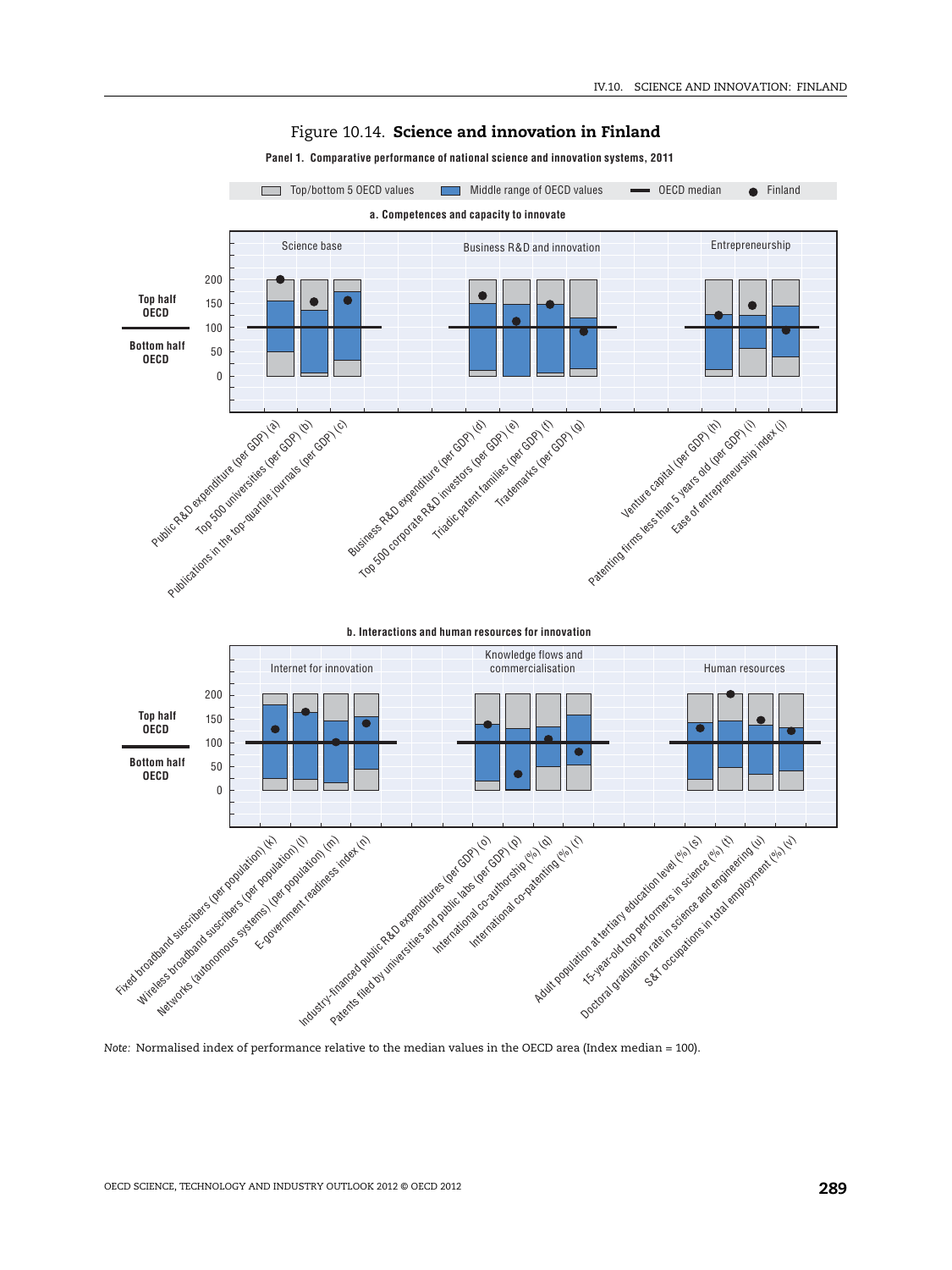# Figure 10.14. **Science and innovation in Finland**

**Panel 1. Comparative performance of national science and innovation systems, 2011**

Top/bottom 5 OECD values | Middle range of OECD values | OECD median | Finland

**a. Competences and capacity to innovate**

Science base | Business R&D and innovation | Entrepreneurship

Top half OECD | Bottom half OECD

200, 150, 100, 50, 0

Public R&D expenditure (per GDP) (a), Top 500 universities (per GDP) (b), Publications in the top-quartile journals (per GDP) (c), Business R&D expenditure (per GDP) (d), Top 500 corporate R&D investors (per GDP) (e), Triadic patent families (per GDP) (f), Trademarks (per GDP) (g), Venture capital (per GDP) (h), Patenting firms less than 5 years old (per GDP) (i), Ease of entrepreneurship index (j)

**b. Interactions and human resources for innovation**

Internet for innovation | Knowledge flows and commercialisation | Human resources

Top half OECD | Bottom half OECD

200, 150, 100, 50, 0

Fixed broadband suscribers (per population) (k), Wireless broadband suscribers (per population) (l), Networks (autonomous systems) (per population) (m), E-government readiness index (n), Industry-financed public R&D expenditures (per GDP) (o), Patents filed by universities and public labs (per GDP) (p), International co-authorship (%) (q), International co-patenting (%) (r), Adult population at tertiary education level (%) (s), 15-year-old top performers in science (%) (t), Doctoral graduation rate in science and engineering (u), S&T occupations in total employment (%) (v)

*Note:* Normalised index of performance relative to the median values in the OECD area (Index median = 100).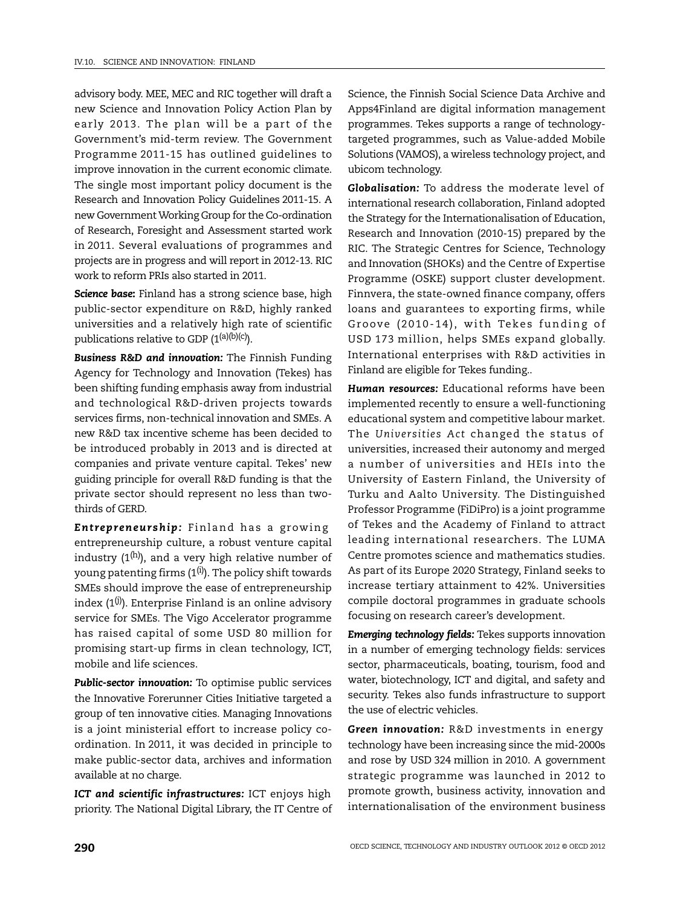advisory body. MEE, MEC and RIC together will draft a new Science and Innovation Policy Action Plan by early 2013. The plan will be a part of the Government's mid-term review. The Government Programme 2011-15 has outlined guidelines to improve innovation in the current economic climate. The single most important policy document is the Research and Innovation Policy Guidelines 2011-15. A new Government Working Group for the Co-ordination of Research, Foresight and Assessment started work in 2011. Several evaluations of programmes and projects are in progress and will report in 2012-13. RIC work to reform PRIs also started in 2011.

***Science base:*** Finland has a strong science base, high public-sector expenditure on R&D, highly ranked universities and a relatively high rate of scientific publications relative to GDP (1[(a)(b)(c)]).

***Business R&D and innovation:*** The Finnish Funding Agency for Technology and Innovation (Tekes) has been shifting funding emphasis away from industrial and technological R&D-driven projects towards services firms, non-technical innovation and SMEs. A new R&D tax incentive scheme has been decided to be introduced probably in 2013 and is directed at companies and private venture capital. Tekes' new guiding principle for overall R&D funding is that the private sector should represent no less than two-thirds of GERD.

***Entrepreneurship:*** Finland has a growing entrepreneurship culture, a robust venture capital industry (1[(h)]), and a very high relative number of young patenting firms (1[(i)]). The policy shift towards SMEs should improve the ease of entrepreneurship index (1[(j)]). Enterprise Finland is an online advisory service for SMEs. The Vigo Accelerator programme has raised capital of some USD 80 million for promising start-up firms in clean technology, ICT, mobile and life sciences.

***Public-sector innovation:*** To optimise public services the Innovative Forerunner Cities Initiative targeted a group of ten innovative cities. Managing Innovations is a joint ministerial effort to increase policy co-ordination. In 2011, it was decided in principle to make public-sector data, archives and information available at no charge.

***ICT and scientific infrastructures:*** ICT enjoys high priority. The National Digital Library, the IT Centre of Science, the Finnish Social Science Data Archive and Apps4Finland are digital information management programmes. Tekes supports a range of technology-targeted programmes, such as Value-added Mobile Solutions (VAMOS), a wireless technology project, and ubicom technology.

***Globalisation:*** To address the moderate level of international research collaboration, Finland adopted the Strategy for the Internationalisation of Education, Research and Innovation (2010-15) prepared by the RIC. The Strategic Centres for Science, Technology and Innovation (SHOKs) and the Centre of Expertise Programme (OSKE) support cluster development. Finnvera, the state-owned finance company, offers loans and guarantees to exporting firms, while Groove (2010-14), with Tekes funding of USD 173 million, helps SMEs expand globally. International enterprises with R&D activities in Finland are eligible for Tekes funding..

***Human resources:*** Educational reforms have been implemented recently to ensure a well-functioning educational system and competitive labour market. The *Universities Act* changed the status of universities, increased their autonomy and merged a number of universities and HEIs into the University of Eastern Finland, the University of Turku and Aalto University. The Distinguished Professor Programme (FiDiPro) is a joint programme of Tekes and the Academy of Finland to attract leading international researchers. The LUMA Centre promotes science and mathematics studies. As part of its Europe 2020 Strategy, Finland seeks to increase tertiary attainment to 42%. Universities compile doctoral programmes in graduate schools focusing on research career's development.

***Emerging technology fields:*** Tekes supports innovation in a number of emerging technology fields: services sector, pharmaceuticals, boating, tourism, food and water, biotechnology, ICT and digital, and safety and security. Tekes also funds infrastructure to support the use of electric vehicles.

***Green innovation:*** R&D investments in energy technology have been increasing since the mid-2000s and rose by USD 324 million in 2010. A government strategic programme was launched in 2012 to promote growth, business activity, innovation and internationalisation of the environment business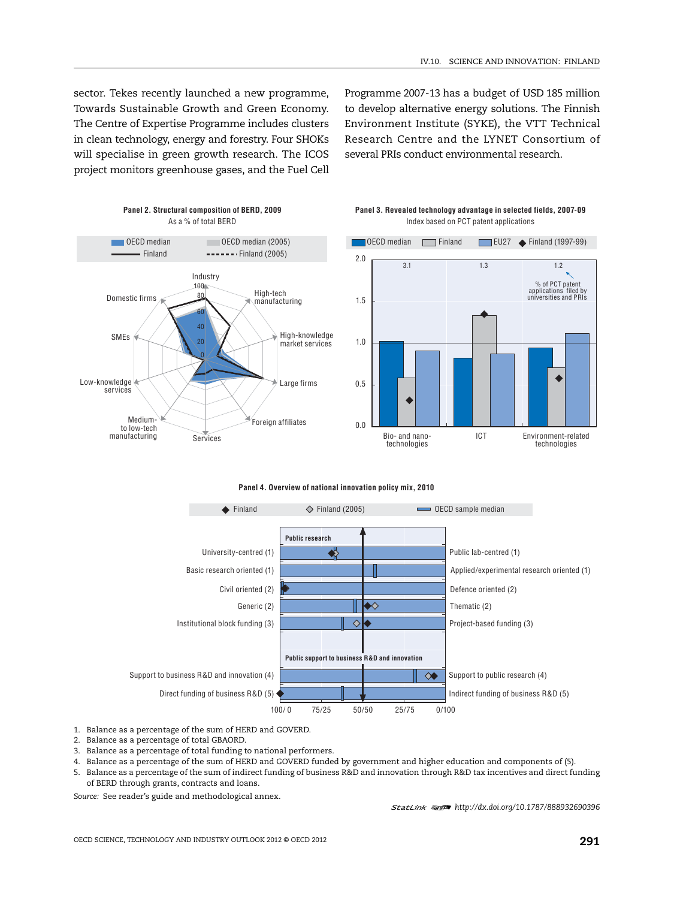sector. Tekes recently launched a new programme, Towards Sustainable Growth and Green Economy. The Centre of Expertise Programme includes clusters in clean technology, energy and forestry. Four SHOKs will specialise in green growth research. The ICOS project monitors greenhouse gases, and the Fuel Cell Programme 2007-13 has a budget of USD 185 million to develop alternative energy solutions. The Finnish Environment Institute (SYKE), the VTT Technical Research Centre and the LYNET Consortium of several PRIs conduct environmental research.

**Panel 2. Structural composition of BERD, 2009**

As a % of total BERD

OECD median
OECD median (2005)
Finland
Finland (2005)

Industry
100
80
60
40
20
0
High-tech manufacturing
High-knowledge market services
Large firms
Foreign affiliates
Services
Medium- to low-tech manufacturing
Low-knowledge services
SMEs
Domestic firms

**Panel 3. Revealed technology advantage in selected fields, 2007-09**

Index based on PCT patent applications

OECD median
Finland
EU27
Finland (1997-99)

2.0
1.5
1.0
0.5
0.0

3.1
1.3
1.2
% of PCT patent applications filed by universities and PRIs

Bio- and nano-technologies
ICT
Environment-related technologies

**Panel 4. Overview of national innovation policy mix, 2010**

Finland
Finland (2005)
OECD sample median

Public research

University-centred (1)
Public lab-centred (1)
Basic research oriented (1)
Applied/experimental research oriented (1)
Civil oriented (2)
Defence oriented (2)
Generic (2)
Thematic (2)
Institutional block funding (3)
Project-based funding (3)

Public support to business R&D and innovation

Support to business R&D and innovation (4)
Support to public research (4)
Direct funding of business R&D (5)
Indirect funding of business R&D (5)

100/0
75/25
50/50
25/75
0/100

1. Balance as a percentage of the sum of HERD and GOVERD.
2. Balance as a percentage of total GBAORD.
3. Balance as a percentage of total funding to national performers.
4. Balance as a percentage of the sum of HERD and GOVERD funded by government and higher education and components of (5).
5. Balance as a percentage of the sum of indirect funding of business R&D and innovation through R&D tax incentives and direct funding of BERD through grants, contracts and loans.

*Source:* See reader's guide and methodological annex.

StatLink http://dx.doi.org/10.1787/888932690396